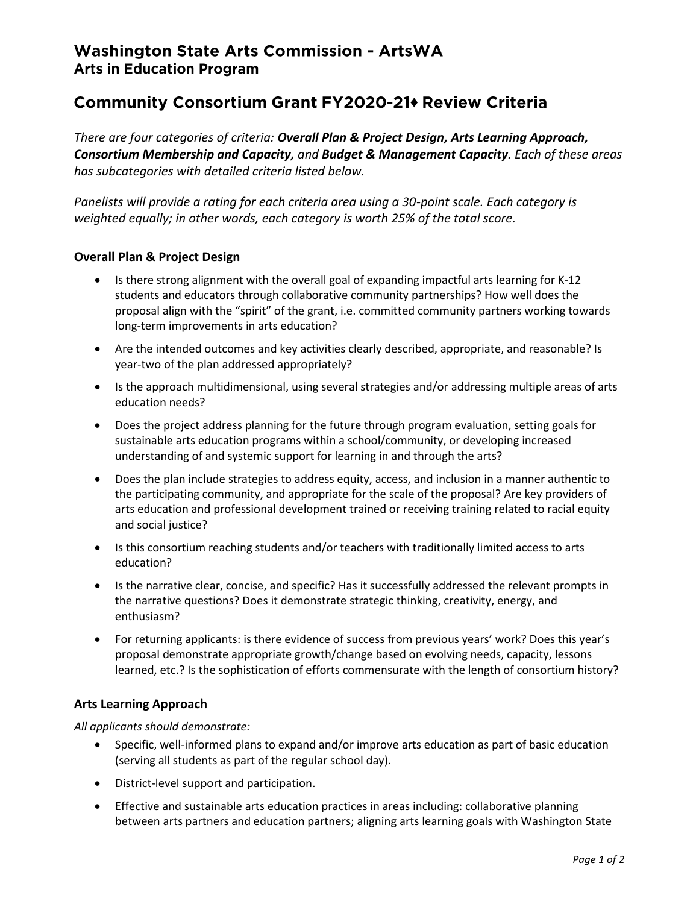## Washington State Arts Commission - ArtsWA
### Arts in Education Program

# Community Consortium Grant FY2020-21♦ Review Criteria

*There are four categories of criteria: **Overall Plan & Project Design, Arts Learning Approach, Consortium Membership and Capacity,** and **Budget & Management Capacity**. Each of these areas has subcategories with detailed criteria listed below.*

*Panelists will provide a rating for each criteria area using a 30-point scale. Each category is weighted equally; in other words, each category is worth 25% of the total score.*

### Overall Plan & Project Design

- Is there strong alignment with the overall goal of expanding impactful arts learning for K-12 students and educators through collaborative community partnerships? How well does the proposal align with the "spirit" of the grant, i.e. committed community partners working towards long-term improvements in arts education?
- Are the intended outcomes and key activities clearly described, appropriate, and reasonable? Is year-two of the plan addressed appropriately?
- Is the approach multidimensional, using several strategies and/or addressing multiple areas of arts education needs?
- Does the project address planning for the future through program evaluation, setting goals for sustainable arts education programs within a school/community, or developing increased understanding of and systemic support for learning in and through the arts?
- Does the plan include strategies to address equity, access, and inclusion in a manner authentic to the participating community, and appropriate for the scale of the proposal? Are key providers of arts education and professional development trained or receiving training related to racial equity and social justice?
- Is this consortium reaching students and/or teachers with traditionally limited access to arts education?
- Is the narrative clear, concise, and specific? Has it successfully addressed the relevant prompts in the narrative questions? Does it demonstrate strategic thinking, creativity, energy, and enthusiasm?
- For returning applicants: is there evidence of success from previous years' work? Does this year's proposal demonstrate appropriate growth/change based on evolving needs, capacity, lessons learned, etc.? Is the sophistication of efforts commensurate with the length of consortium history?

### Arts Learning Approach

*All applicants should demonstrate:*

- Specific, well-informed plans to expand and/or improve arts education as part of basic education (serving all students as part of the regular school day).
- District-level support and participation.
- Effective and sustainable arts education practices in areas including: collaborative planning between arts partners and education partners; aligning arts learning goals with Washington State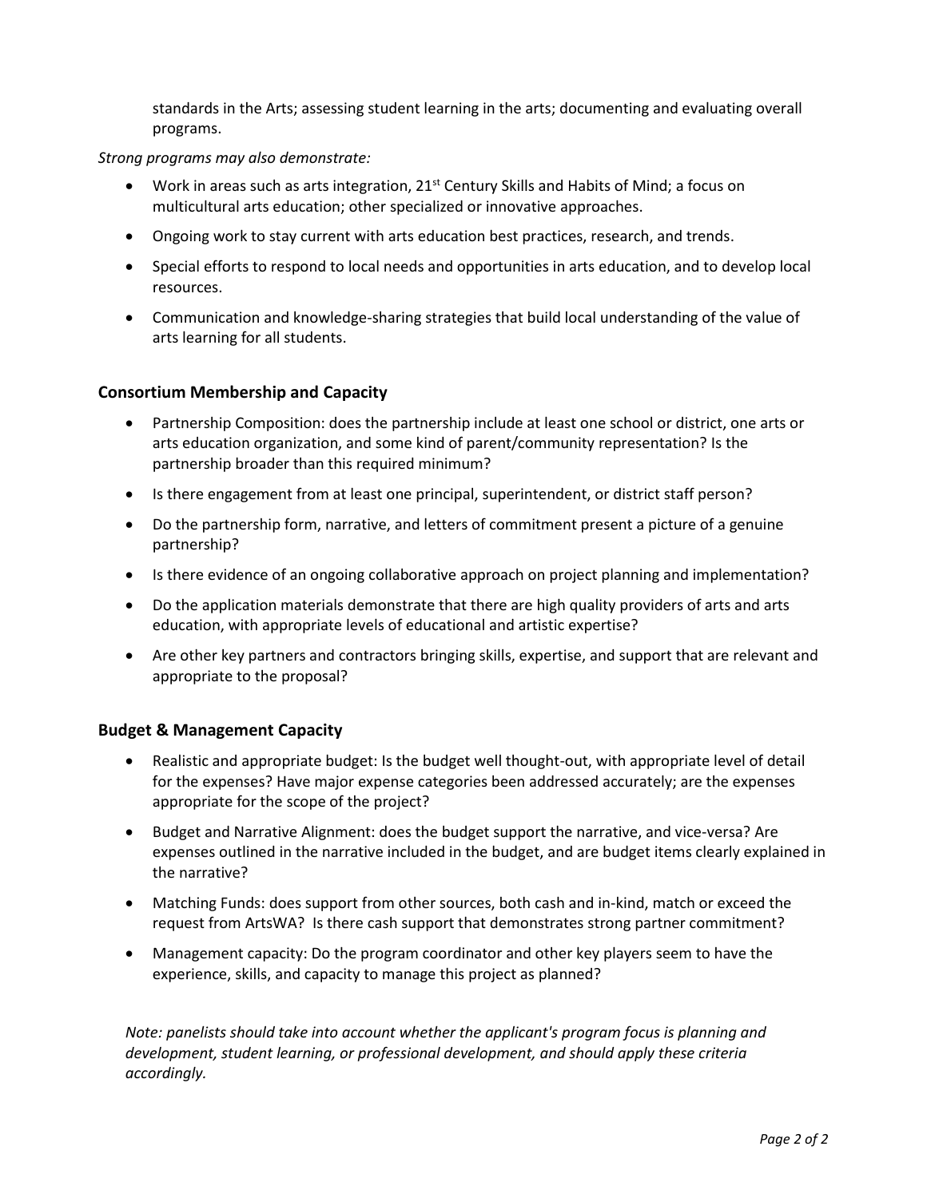standards in the Arts; assessing student learning in the arts; documenting and evaluating overall programs.

*Strong programs may also demonstrate:*

- Work in areas such as arts integration, 21st Century Skills and Habits of Mind; a focus on multicultural arts education; other specialized or innovative approaches.
- Ongoing work to stay current with arts education best practices, research, and trends.
- Special efforts to respond to local needs and opportunities in arts education, and to develop local resources.
- Communication and knowledge-sharing strategies that build local understanding of the value of arts learning for all students.

### Consortium Membership and Capacity

- Partnership Composition: does the partnership include at least one school or district, one arts or arts education organization, and some kind of parent/community representation? Is the partnership broader than this required minimum?
- Is there engagement from at least one principal, superintendent, or district staff person?
- Do the partnership form, narrative, and letters of commitment present a picture of a genuine partnership?
- Is there evidence of an ongoing collaborative approach on project planning and implementation?
- Do the application materials demonstrate that there are high quality providers of arts and arts education, with appropriate levels of educational and artistic expertise?
- Are other key partners and contractors bringing skills, expertise, and support that are relevant and appropriate to the proposal?

### Budget & Management Capacity

- Realistic and appropriate budget: Is the budget well thought-out, with appropriate level of detail for the expenses? Have major expense categories been addressed accurately; are the expenses appropriate for the scope of the project?
- Budget and Narrative Alignment: does the budget support the narrative, and vice-versa? Are expenses outlined in the narrative included in the budget, and are budget items clearly explained in the narrative?
- Matching Funds: does support from other sources, both cash and in-kind, match or exceed the request from ArtsWA? Is there cash support that demonstrates strong partner commitment?
- Management capacity: Do the program coordinator and other key players seem to have the experience, skills, and capacity to manage this project as planned?

*Note: panelists should take into account whether the applicant's program focus is planning and development, student learning, or professional development, and should apply these criteria accordingly.*